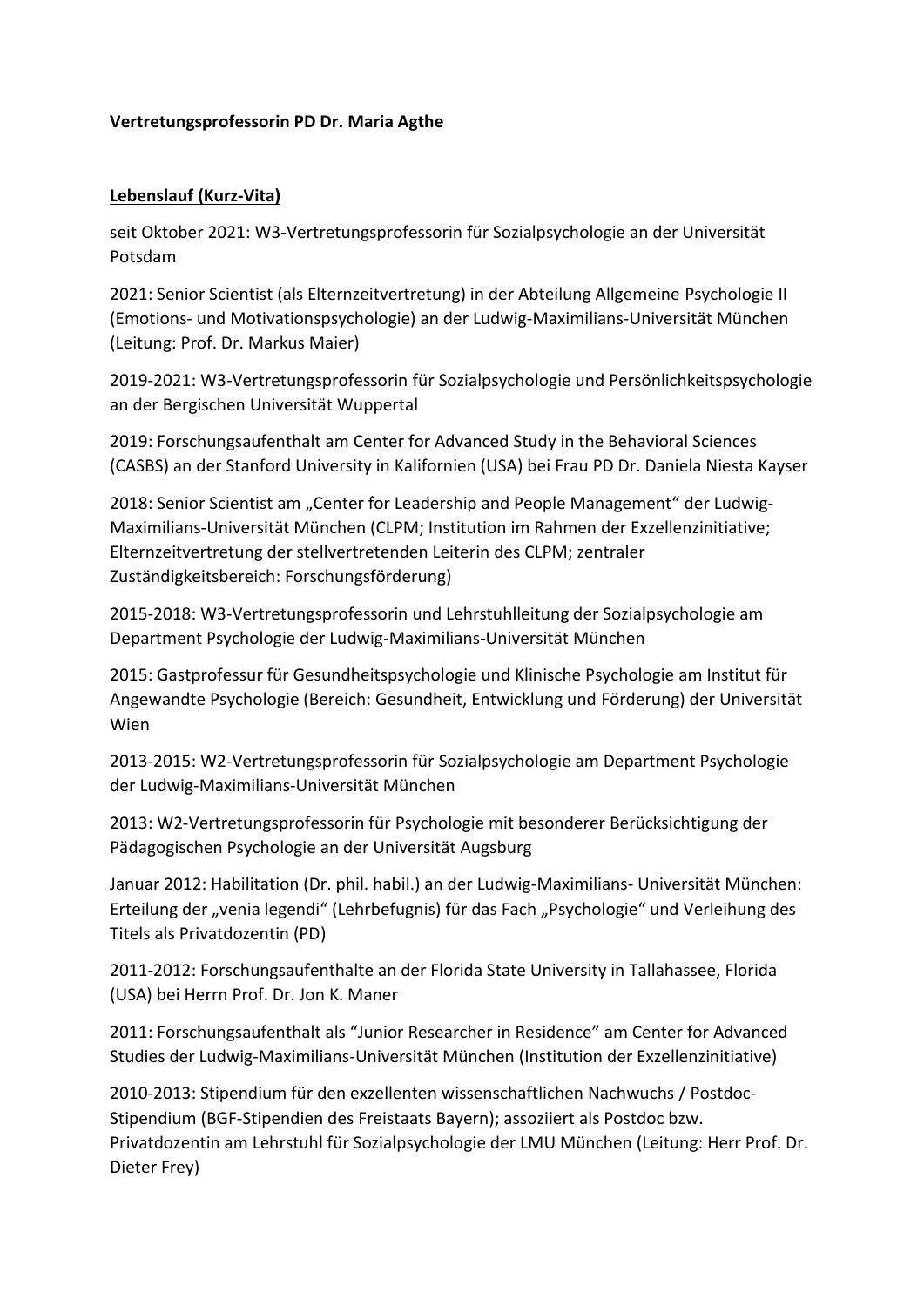**Vertretungsprofessorin PD Dr. Maria Agthe**

**Lebenslauf (Kurz-Vita)**

seit Oktober 2021: W3-Vertretungsprofessorin für Sozialpsychologie an der Universität Potsdam

2021: Senior Scientist (als Elternzeitvertretung) in der Abteilung Allgemeine Psychologie II (Emotions- und Motivationspsychologie) an der Ludwig-Maximilians-Universität München (Leitung: Prof. Dr. Markus Maier)

2019-2021: W3-Vertretungsprofessorin für Sozialpsychologie und Persönlichkeitspsychologie an der Bergischen Universität Wuppertal

2019: Forschungsaufenthalt am Center for Advanced Study in the Behavioral Sciences (CASBS) an der Stanford University in Kalifornien (USA) bei Frau PD Dr. Daniela Niesta Kayser

2018: Senior Scientist am „Center for Leadership and People Management" der Ludwig-Maximilians-Universität München (CLPM; Institution im Rahmen der Exzellenzinitiative; Elternzeitvertretung der stellvertretenden Leiterin des CLPM; zentraler Zuständigkeitsbereich: Forschungsförderung)

2015-2018: W3-Vertretungsprofessorin und Lehrstuhlleitung der Sozialpsychologie am Department Psychologie der Ludwig-Maximilians-Universität München

2015: Gastprofessur für Gesundheitspsychologie und Klinische Psychologie am Institut für Angewandte Psychologie (Bereich: Gesundheit, Entwicklung und Förderung) der Universität Wien

2013-2015: W2-Vertretungsprofessorin für Sozialpsychologie am Department Psychologie der Ludwig-Maximilians-Universität München

2013: W2-Vertretungsprofessorin für Psychologie mit besonderer Berücksichtigung der Pädagogischen Psychologie an der Universität Augsburg

Januar 2012: Habilitation (Dr. phil. habil.) an der Ludwig-Maximilians- Universität München: Erteilung der „venia legendi" (Lehrbefugnis) für das Fach „Psychologie" und Verleihung des Titels als Privatdozentin (PD)

2011-2012: Forschungsaufenthalte an der Florida State University in Tallahassee, Florida (USA) bei Herrn Prof. Dr. Jon K. Maner

2011: Forschungsaufenthalt als "Junior Researcher in Residence" am Center for Advanced Studies der Ludwig-Maximilians-Universität München (Institution der Exzellenzinitiative)

2010-2013: Stipendium für den exzellenten wissenschaftlichen Nachwuchs / Postdoc-Stipendium (BGF-Stipendien des Freistaats Bayern); assoziiert als Postdoc bzw. Privatdozentin am Lehrstuhl für Sozialpsychologie der LMU München (Leitung: Herr Prof. Dr. Dieter Frey)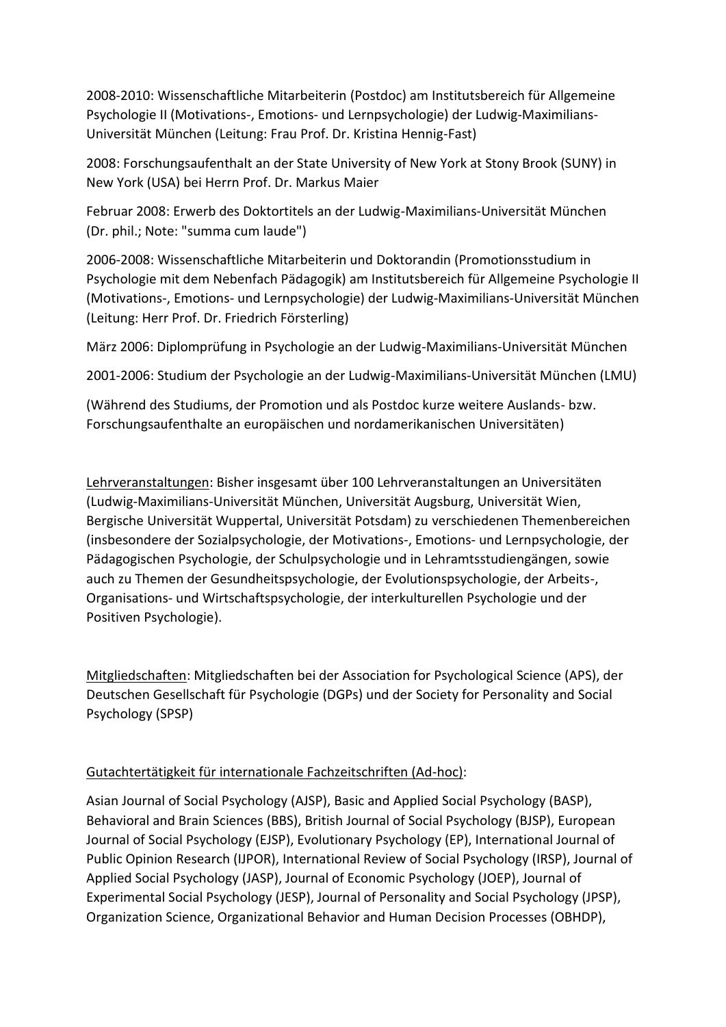2008-2010: Wissenschaftliche Mitarbeiterin (Postdoc) am Institutsbereich für Allgemeine Psychologie II (Motivations-, Emotions- und Lernpsychologie) der Ludwig-Maximilians-Universität München (Leitung: Frau Prof. Dr. Kristina Hennig-Fast)

2008: Forschungsaufenthalt an der State University of New York at Stony Brook (SUNY) in New York (USA) bei Herrn Prof. Dr. Markus Maier

Februar 2008: Erwerb des Doktortitels an der Ludwig-Maximilians-Universität München (Dr. phil.; Note: "summa cum laude")

2006-2008: Wissenschaftliche Mitarbeiterin und Doktorandin (Promotionsstudium in Psychologie mit dem Nebenfach Pädagogik) am Institutsbereich für Allgemeine Psychologie II (Motivations-, Emotions- und Lernpsychologie) der Ludwig-Maximilians-Universität München (Leitung: Herr Prof. Dr. Friedrich Försterling)

März 2006: Diplomprüfung in Psychologie an der Ludwig-Maximilians-Universität München

2001-2006: Studium der Psychologie an der Ludwig-Maximilians-Universität München (LMU)

(Während des Studiums, der Promotion und als Postdoc kurze weitere Auslands- bzw. Forschungsaufenthalte an europäischen und nordamerikanischen Universitäten)

<u>Lehrveranstaltungen</u>: Bisher insgesamt über 100 Lehrveranstaltungen an Universitäten (Ludwig-Maximilians-Universität München, Universität Augsburg, Universität Wien, Bergische Universität Wuppertal, Universität Potsdam) zu verschiedenen Themenbereichen (insbesondere der Sozialpsychologie, der Motivations-, Emotions- und Lernpsychologie, der Pädagogischen Psychologie, der Schulpsychologie und in Lehramtsstudiengängen, sowie auch zu Themen der Gesundheitspsychologie, der Evolutionspsychologie, der Arbeits-, Organisations- und Wirtschaftspsychologie, der interkulturellen Psychologie und der Positiven Psychologie).

<u>Mitgliedschaften</u>: Mitgliedschaften bei der Association for Psychological Science (APS), der Deutschen Gesellschaft für Psychologie (DGPs) und der Society for Personality and Social Psychology (SPSP)

<u>Gutachtertätigkeit für internationale Fachzeitschriften (Ad-hoc)</u>:

Asian Journal of Social Psychology (AJSP), Basic and Applied Social Psychology (BASP), Behavioral and Brain Sciences (BBS), British Journal of Social Psychology (BJSP), European Journal of Social Psychology (EJSP), Evolutionary Psychology (EP), International Journal of Public Opinion Research (IJPOR), International Review of Social Psychology (IRSP), Journal of Applied Social Psychology (JASP), Journal of Economic Psychology (JOEP), Journal of Experimental Social Psychology (JESP), Journal of Personality and Social Psychology (JPSP), Organization Science, Organizational Behavior and Human Decision Processes (OBHDP),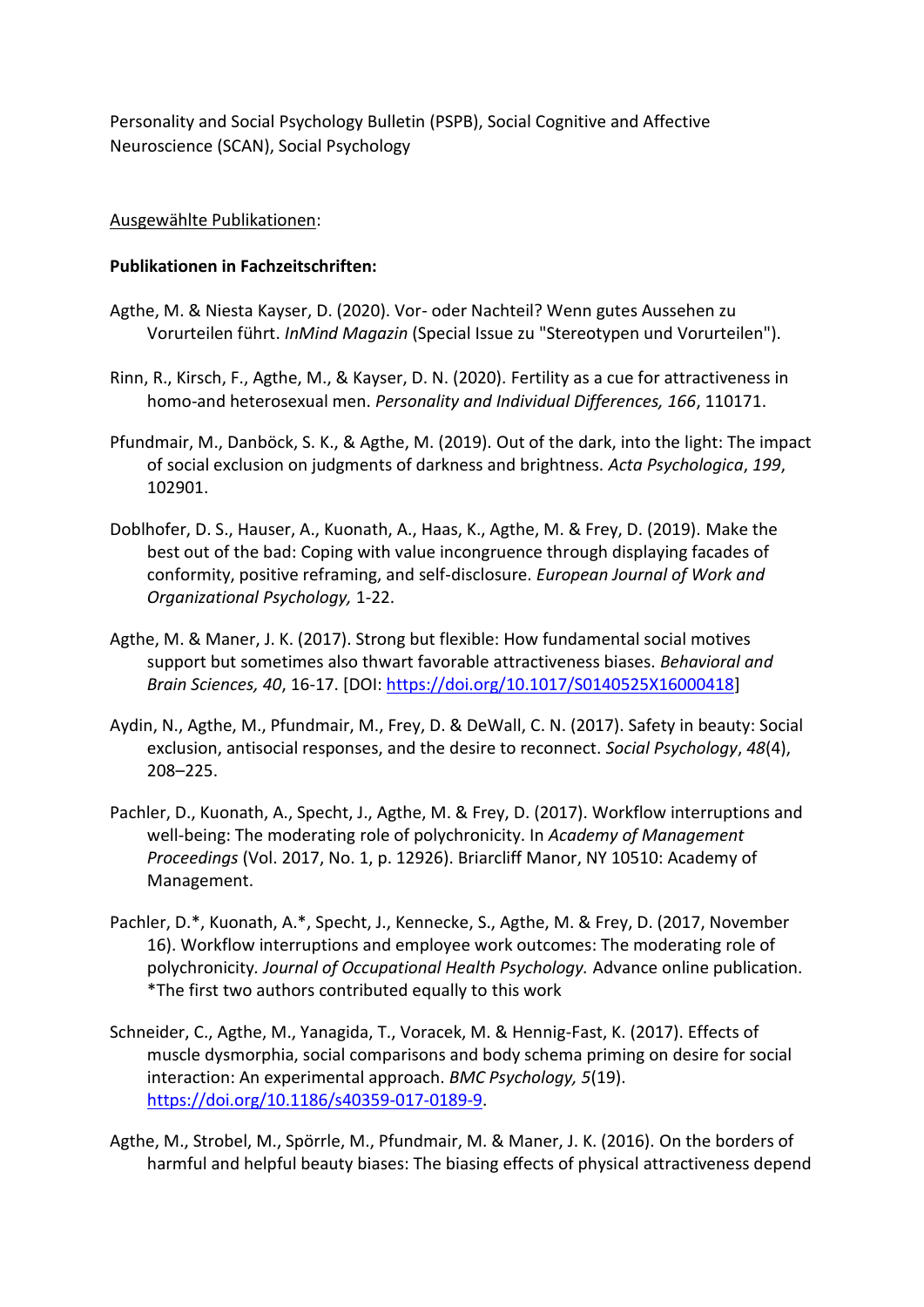Personality and Social Psychology Bulletin (PSPB), Social Cognitive and Affective Neuroscience (SCAN), Social Psychology

Ausgewählte Publikationen:

**Publikationen in Fachzeitschriften:**

Agthe, M. & Niesta Kayser, D. (2020). Vor- oder Nachteil? Wenn gutes Aussehen zu Vorurteilen führt. *InMind Magazin* (Special Issue zu "Stereotypen und Vorurteilen").

Rinn, R., Kirsch, F., Agthe, M., & Kayser, D. N. (2020). Fertility as a cue for attractiveness in homo-and heterosexual men. *Personality and Individual Differences, 166*, 110171.

Pfundmair, M., Danböck, S. K., & Agthe, M. (2019). Out of the dark, into the light: The impact of social exclusion on judgments of darkness and brightness. *Acta Psychologica*, *199*, 102901.

Doblhofer, D. S., Hauser, A., Kuonath, A., Haas, K., Agthe, M. & Frey, D. (2019). Make the best out of the bad: Coping with value incongruence through displaying facades of conformity, positive reframing, and self-disclosure. *European Journal of Work and Organizational Psychology,* 1-22.

Agthe, M. & Maner, J. K. (2017). Strong but flexible: How fundamental social motives support but sometimes also thwart favorable attractiveness biases. *Behavioral and Brain Sciences, 40*, 16-17. [DOI: https://doi.org/10.1017/S0140525X16000418]

Aydin, N., Agthe, M., Pfundmair, M., Frey, D. & DeWall, C. N. (2017). Safety in beauty: Social exclusion, antisocial responses, and the desire to reconnect. *Social Psychology*, *48*(4), 208–225.

Pachler, D., Kuonath, A., Specht, J., Agthe, M. & Frey, D. (2017). Workflow interruptions and well-being: The moderating role of polychronicity. In *Academy of Management Proceedings* (Vol. 2017, No. 1, p. 12926). Briarcliff Manor, NY 10510: Academy of Management.

Pachler, D.*, Kuonath, A.*, Specht, J., Kennecke, S., Agthe, M. & Frey, D. (2017, November 16). Workflow interruptions and employee work outcomes: The moderating role of polychronicity. *Journal of Occupational Health Psychology.* Advance online publication. *The first two authors contributed equally to this work

Schneider, C., Agthe, M., Yanagida, T., Voracek, M. & Hennig-Fast, K. (2017). Effects of muscle dysmorphia, social comparisons and body schema priming on desire for social interaction: An experimental approach. *BMC Psychology, 5*(19). https://doi.org/10.1186/s40359-017-0189-9.

Agthe, M., Strobel, M., Spörrle, M., Pfundmair, M. & Maner, J. K. (2016). On the borders of harmful and helpful beauty biases: The biasing effects of physical attractiveness depend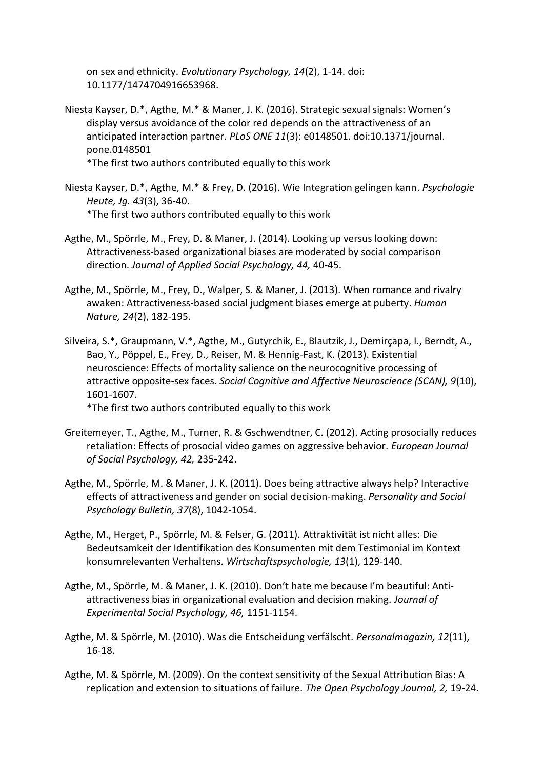on sex and ethnicity. *Evolutionary Psychology, 14*(2), 1-14. doi: 10.1177/1474704916653968.

Niesta Kayser, D.*, Agthe, M.* & Maner, J. K. (2016). Strategic sexual signals: Women's display versus avoidance of the color red depends on the attractiveness of an anticipated interaction partner. *PLoS ONE 11*(3): e0148501. doi:10.1371/journal.pone.0148501
*The first two authors contributed equally to this work

Niesta Kayser, D.*, Agthe, M.* & Frey, D. (2016). Wie Integration gelingen kann. *Psychologie Heute, Jg. 43*(3), 36-40.
*The first two authors contributed equally to this work

Agthe, M., Spörrle, M., Frey, D. & Maner, J. (2014). Looking up versus looking down: Attractiveness-based organizational biases are moderated by social comparison direction. *Journal of Applied Social Psychology, 44,* 40-45.

Agthe, M., Spörrle, M., Frey, D., Walper, S. & Maner, J. (2013). When romance and rivalry awaken: Attractiveness-based social judgment biases emerge at puberty. *Human Nature, 24*(2), 182-195.

Silveira, S.*, Graupmann, V.*, Agthe, M., Gutyrchik, E., Blautzik, J., Demirçapa, I., Berndt, A., Bao, Y., Pöppel, E., Frey, D., Reiser, M. & Hennig-Fast, K. (2013). Existential neuroscience: Effects of mortality salience on the neurocognitive processing of attractive opposite-sex faces. *Social Cognitive and Affective Neuroscience (SCAN), 9*(10), 1601-1607.
*The first two authors contributed equally to this work

Greitemeyer, T., Agthe, M., Turner, R. & Gschwendtner, C. (2012). Acting prosocially reduces retaliation: Effects of prosocial video games on aggressive behavior. *European Journal of Social Psychology, 42,* 235-242.

Agthe, M., Spörrle, M. & Maner, J. K. (2011). Does being attractive always help? Interactive effects of attractiveness and gender on social decision-making. *Personality and Social Psychology Bulletin, 37*(8), 1042-1054.

Agthe, M., Herget, P., Spörrle, M. & Felser, G. (2011). Attraktivität ist nicht alles: Die Bedeutsamkeit der Identifikation des Konsumenten mit dem Testimonial im Kontext konsumrelevanten Verhaltens. *Wirtschaftspsychologie, 13*(1), 129-140.

Agthe, M., Spörrle, M. & Maner, J. K. (2010). Don't hate me because I'm beautiful: Anti-attractiveness bias in organizational evaluation and decision making. *Journal of Experimental Social Psychology, 46,* 1151-1154.

Agthe, M. & Spörrle, M. (2010). Was die Entscheidung verfälscht. *Personalmagazin, 12*(11), 16-18.

Agthe, M. & Spörrle, M. (2009). On the context sensitivity of the Sexual Attribution Bias: A replication and extension to situations of failure. *The Open Psychology Journal, 2,* 19-24.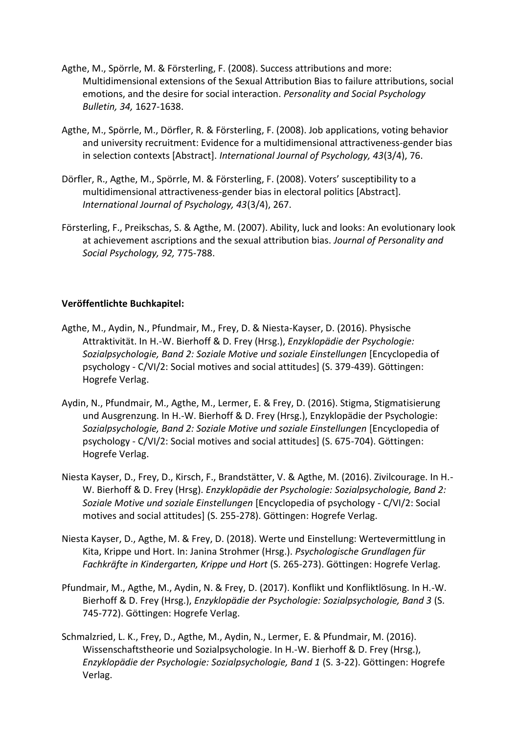Agthe, M., Spörrle, M. & Försterling, F. (2008). Success attributions and more: Multidimensional extensions of the Sexual Attribution Bias to failure attributions, social emotions, and the desire for social interaction. *Personality and Social Psychology Bulletin, 34,* 1627-1638.

Agthe, M., Spörrle, M., Dörfler, R. & Försterling, F. (2008). Job applications, voting behavior and university recruitment: Evidence for a multidimensional attractiveness-gender bias in selection contexts [Abstract]. *International Journal of Psychology, 43*(3/4), 76.

Dörfler, R., Agthe, M., Spörrle, M. & Försterling, F. (2008). Voters' susceptibility to a multidimensional attractiveness-gender bias in electoral politics [Abstract]. *International Journal of Psychology, 43*(3/4), 267.

Försterling, F., Preikschas, S. & Agthe, M. (2007). Ability, luck and looks: An evolutionary look at achievement ascriptions and the sexual attribution bias. *Journal of Personality and Social Psychology, 92,* 775-788.

**Veröffentlichte Buchkapitel:**

Agthe, M., Aydin, N., Pfundmair, M., Frey, D. & Niesta-Kayser, D. (2016). Physische Attraktivität. In H.-W. Bierhoff & D. Frey (Hrsg.), *Enzyklopädie der Psychologie: Sozialpsychologie, Band 2: Soziale Motive und soziale Einstellungen* [Encyclopedia of psychology - C/VI/2: Social motives and social attitudes] (S. 379-439). Göttingen: Hogrefe Verlag.

Aydin, N., Pfundmair, M., Agthe, M., Lermer, E. & Frey, D. (2016). Stigma, Stigmatisierung und Ausgrenzung. In H.-W. Bierhoff & D. Frey (Hrsg.), Enzyklopädie der Psychologie: *Sozialpsychologie, Band 2: Soziale Motive und soziale Einstellungen* [Encyclopedia of psychology - C/VI/2: Social motives and social attitudes] (S. 675-704). Göttingen: Hogrefe Verlag.

Niesta Kayser, D., Frey, D., Kirsch, F., Brandstätter, V. & Agthe, M. (2016). Zivilcourage. In H.-W. Bierhoff & D. Frey (Hrsg). *Enzyklopädie der Psychologie: Sozialpsychologie, Band 2: Soziale Motive und soziale Einstellungen* [Encyclopedia of psychology - C/VI/2: Social motives and social attitudes] (S. 255-278). Göttingen: Hogrefe Verlag.

Niesta Kayser, D., Agthe, M. & Frey, D. (2018). Werte und Einstellung: Wertevermittlung in Kita, Krippe und Hort. In: Janina Strohmer (Hrsg.). *Psychologische Grundlagen für Fachkräfte in Kindergarten, Krippe und Hort* (S. 265-273). Göttingen: Hogrefe Verlag.

Pfundmair, M., Agthe, M., Aydin, N. & Frey, D. (2017). Konflikt und Konfliktlösung. In H.-W. Bierhoff & D. Frey (Hrsg.), *Enzyklopädie der Psychologie: Sozialpsychologie, Band 3* (S. 745-772). Göttingen: Hogrefe Verlag.

Schmalzried, L. K., Frey, D., Agthe, M., Aydin, N., Lermer, E. & Pfundmair, M. (2016). Wissenschaftstheorie und Sozialpsychologie. In H.-W. Bierhoff & D. Frey (Hrsg.), *Enzyklopädie der Psychologie: Sozialpsychologie, Band 1* (S. 3-22). Göttingen: Hogrefe Verlag.